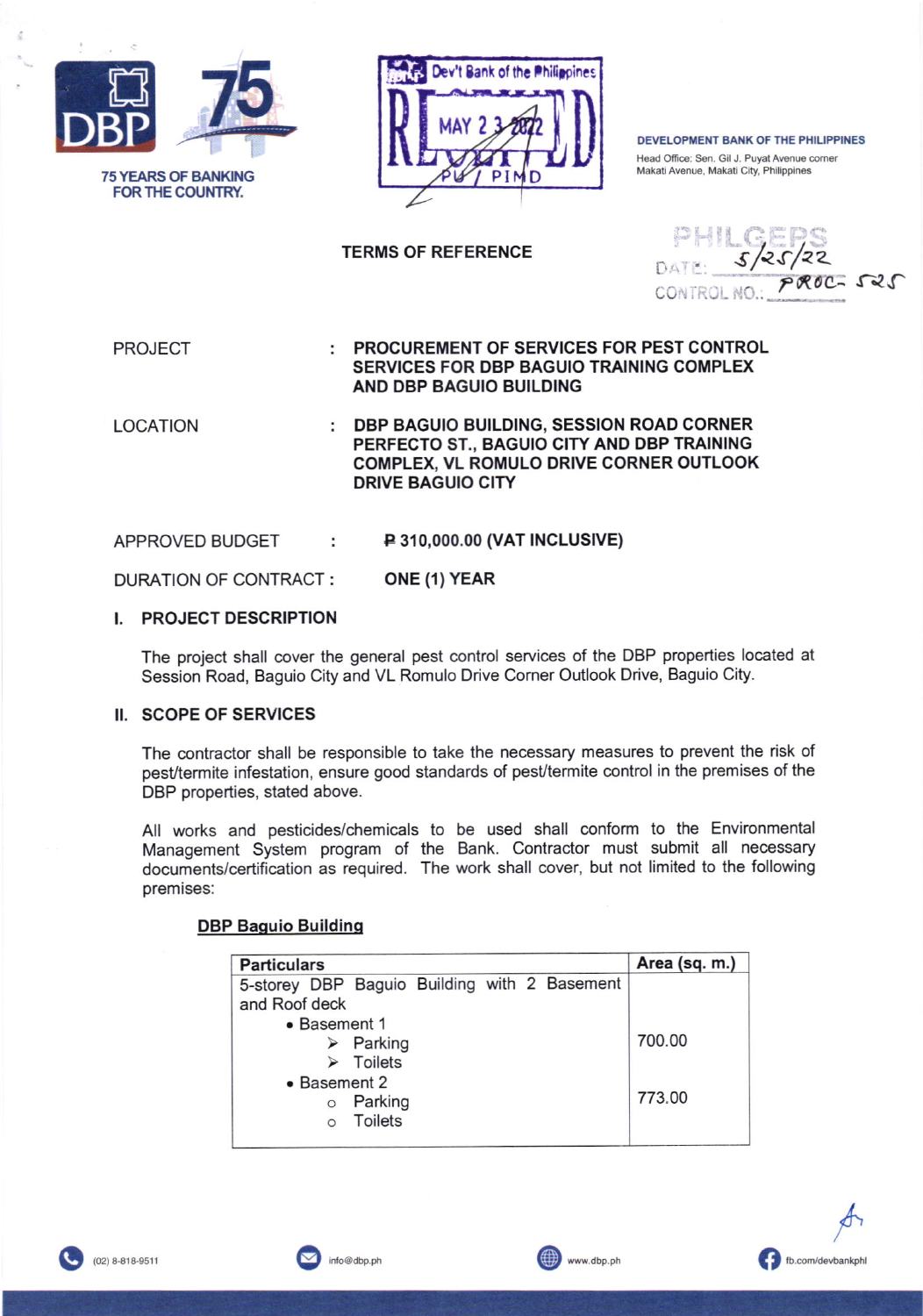75 YEARS OF BANKING FOR THE COUNTRY.

Dev't Bank of the Philippines
RECEIVED
MAY 2 3 2022
PU / PIMD

**DEVELOPMENT BANK OF THE PHILIPPINES**
Head Office: Sen. Gil J. Puyat Avenue corner Makati Avenue, Makati City, Philippines

PHILGEPS
DATE: 5/25/22
CONTROL NO.: PROC- 525

## TERMS OF REFERENCE

PROJECT : **PROCUREMENT OF SERVICES FOR PEST CONTROL SERVICES FOR DBP BAGUIO TRAINING COMPLEX AND DBP BAGUIO BUILDING**

LOCATION : **DBP BAGUIO BUILDING, SESSION ROAD CORNER PERFECTO ST., BAGUIO CITY AND DBP TRAINING COMPLEX, VL ROMULO DRIVE CORNER OUTLOOK DRIVE BAGUIO CITY**

APPROVED BUDGET : **₱ 310,000.00 (VAT INCLUSIVE)**

DURATION OF CONTRACT : **ONE (1) YEAR**

## I. PROJECT DESCRIPTION

The project shall cover the general pest control services of the DBP properties located at Session Road, Baguio City and VL Romulo Drive Corner Outlook Drive, Baguio City.

## II. SCOPE OF SERVICES

The contractor shall be responsible to take the necessary measures to prevent the risk of pest/termite infestation, ensure good standards of pest/termite control in the premises of the DBP properties, stated above.

All works and pesticides/chemicals to be used shall conform to the Environmental Management System program of the Bank. Contractor must submit all necessary documents/certification as required. The work shall cover, but not limited to the following premises:

**DBP Baguio Building**

| Particulars | Area (sq. m.) |
|---|---|
| 5-storey DBP Baguio Building with 2 Basement and Roof deck | |
| • Basement 1<br>➢ Parking<br>➢ Toilets | 700.00 |
| • Basement 2<br>○ Parking<br>○ Toilets | 773.00 |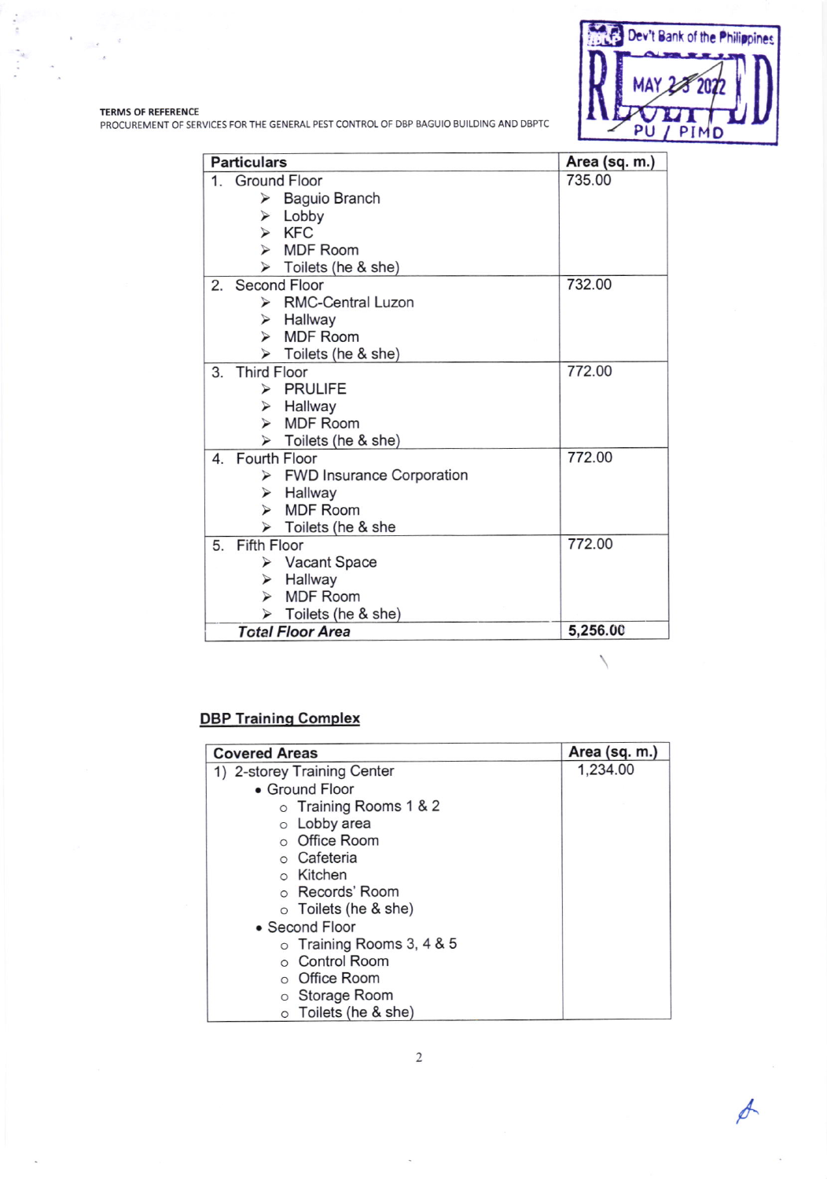**TERMS OF REFERENCE**
PROCUREMENT OF SERVICES FOR THE GENERAL PEST CONTROL OF DBP BAGUIO BUILDING AND DBPTC

| Particulars | Area (sq. m.) |
|---|---|
| 1. Ground Floor<br>➢ Baguio Branch<br>➢ Lobby<br>➢ KFC<br>➢ MDF Room<br>➢ Toilets (he & she) | 735.00 |
| 2. Second Floor<br>➢ RMC-Central Luzon<br>➢ Hallway<br>➢ MDF Room<br>➢ Toilets (he & she) | 732.00 |
| 3. Third Floor<br>➢ PRULIFE<br>➢ Hallway<br>➢ MDF Room<br>➢ Toilets (he & she) | 772.00 |
| 4. Fourth Floor<br>➢ FWD Insurance Corporation<br>➢ Hallway<br>➢ MDF Room<br>➢ Toilets (he & she | 772.00 |
| 5. Fifth Floor<br>➢ Vacant Space<br>➢ Hallway<br>➢ MDF Room<br>➢ Toilets (he & she) | 772.00 |
| ***Total Floor Area*** | **5,256.00** |

## DBP Training Complex

| Covered Areas | Area (sq. m.) |
|---|---|
| 1) 2-storey Training Center<br>• Ground Floor<br>○ Training Rooms 1 & 2<br>○ Lobby area<br>○ Office Room<br>○ Cafeteria<br>○ Kitchen<br>○ Records' Room<br>○ Toilets (he & she)<br>• Second Floor<br>○ Training Rooms 3, 4 & 5<br>○ Control Room<br>○ Office Room<br>○ Storage Room<br>○ Toilets (he & she) | 1,234.00 |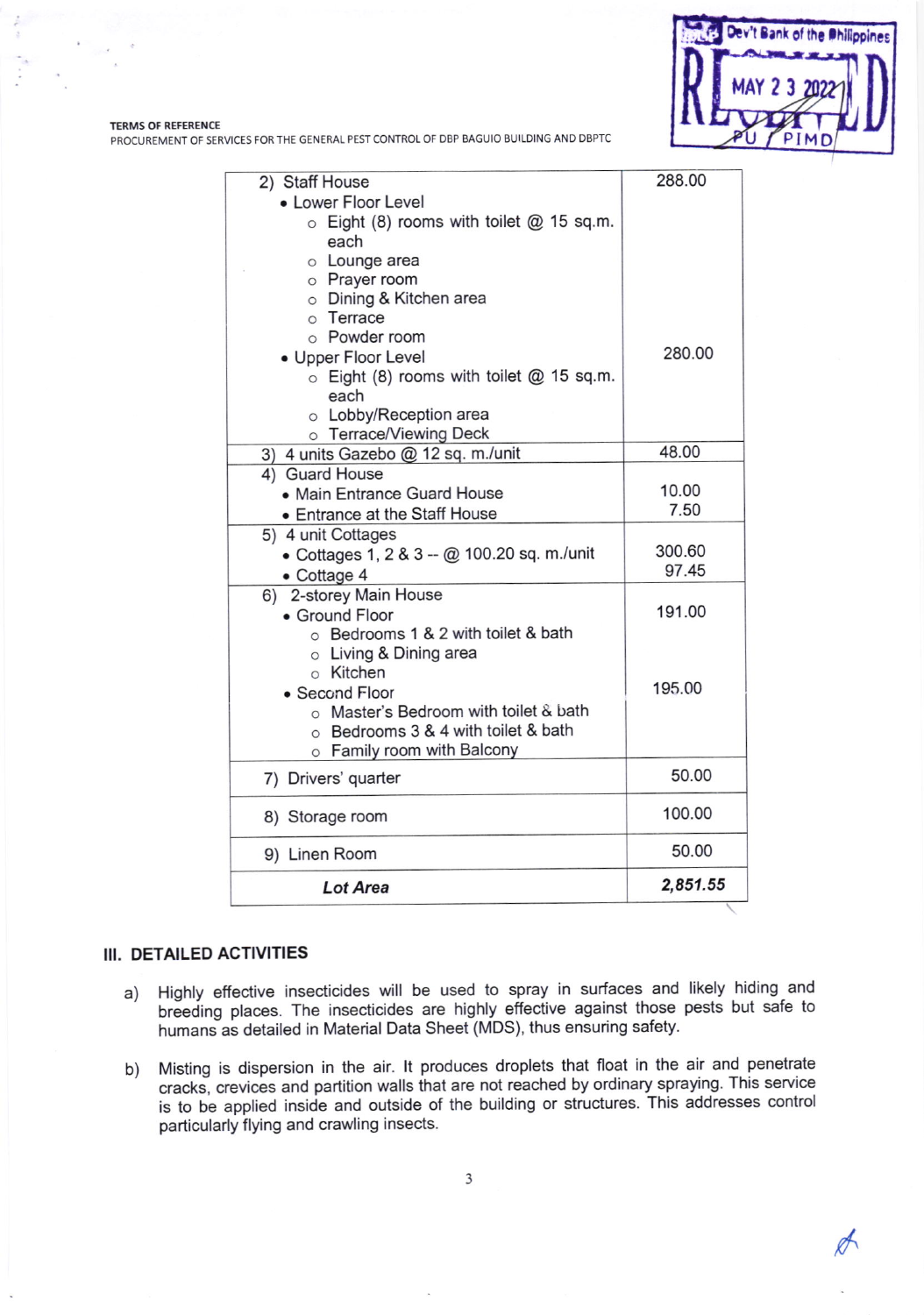| | |
|---|---|
| 2) Staff House<br>• Lower Floor Level<br>○ Eight (8) rooms with toilet @ 15 sq.m. each<br>○ Lounge area<br>○ Prayer room<br>○ Dining & Kitchen area<br>○ Terrace<br>○ Powder room<br>• Upper Floor Level<br>○ Eight (8) rooms with toilet @ 15 sq.m. each<br>○ Lobby/Reception area<br>○ Terrace/Viewing Deck | 288.00<br><br><br><br><br><br><br><br>280.00 |
| 3) 4 units Gazebo @ 12 sq. m./unit | 48.00 |
| 4) Guard House<br>• Main Entrance Guard House<br>• Entrance at the Staff House | <br>10.00<br>7.50 |
| 5) 4 unit Cottages<br>• Cottages 1, 2 & 3 -- @ 100.20 sq. m./unit<br>• Cottage 4 | <br>300.60<br>97.45 |
| 6) 2-storey Main House<br>• Ground Floor<br>○ Bedrooms 1 & 2 with toilet & bath<br>○ Living & Dining area<br>○ Kitchen<br>• Second Floor<br>○ Master's Bedroom with toilet & bath<br>○ Bedrooms 3 & 4 with toilet & bath<br>○ Family room with Balcony | <br>191.00<br><br><br><br>195.00 |
| 7) Drivers' quarter | 50.00 |
| 8) Storage room | 100.00 |
| 9) Linen Room | 50.00 |
| ***Lot Area*** | ***2,851.55*** |

## III. DETAILED ACTIVITIES

a) Highly effective insecticides will be used to spray in surfaces and likely hiding and breeding places. The insecticides are highly effective against those pests but safe to humans as detailed in Material Data Sheet (MDS), thus ensuring safety.

b) Misting is dispersion in the air. It produces droplets that float in the air and penetrate cracks, crevices and partition walls that are not reached by ordinary spraying. This service is to be applied inside and outside of the building or structures. This addresses control particularly flying and crawling insects.